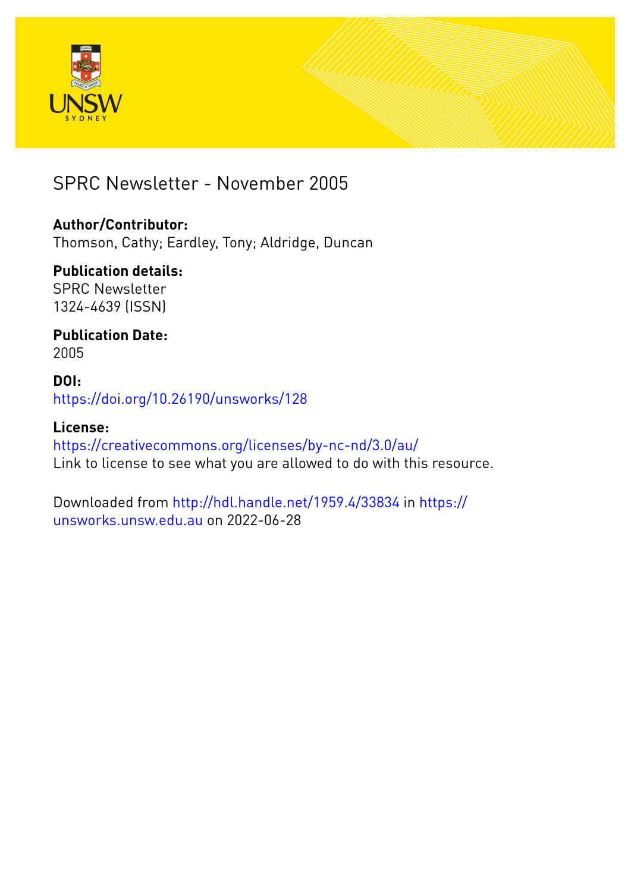# SPRC Newsletter - November 2005

**Author/Contributor:**
Thomson, Cathy; Eardley, Tony; Aldridge, Duncan

**Publication details:**
SPRC Newsletter
1324-4639 (ISSN)

**Publication Date:**
2005

**DOI:**
https://doi.org/10.26190/unsworks/128

**License:**
https://creativecommons.org/licenses/by-nc-nd/3.0/au/
Link to license to see what you are allowed to do with this resource.

Downloaded from http://hdl.handle.net/1959.4/33834 in https://unsworks.unsw.edu.au on 2022-06-28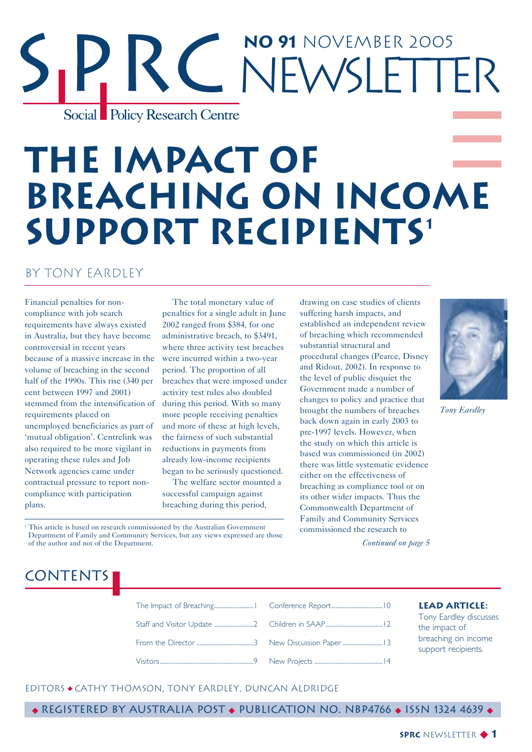# SPRC NO 91 NOVEMBER 2005 NEWSLETTER

Social Policy Research Centre

# THE IMPACT OF BREACHING ON INCOME SUPPORT RECIPIENTS[1]

## BY TONY EARDLEY

Financial penalties for non-compliance with job search requirements have always existed in Australia, but they have become controversial in recent years because of a massive increase in the volume of breaching in the second half of the 1990s. This rise (340 per cent between 1997 and 2001) stemmed from the intensification of requirements placed on unemployed beneficiaries as part of 'mutual obligation'. Centrelink was also required to be more vigilant in operating these rules and Job Network agencies came under contractual pressure to report non-compliance with participation plans.

The total monetary value of penalties for a single adult in June 2002 ranged from $384, for one administrative breach, to $3491, where three activity test breaches were incurred within a two-year period. The proportion of all breaches that were imposed under activity test rules also doubled during this period. With so many more people receiving penalties and more of these at high levels, the fairness of such substantial reductions in payments from already low-income recipients began to be seriously questioned.

The welfare sector mounted a successful campaign against breaching during this period, drawing on case studies of clients suffering harsh impacts, and established an independent review of breaching which recommended substantial structural and procedural changes (Pearce, Disney and Ridout, 2002). In response to the level of public disquiet the Government made a number of changes to policy and practice that brought the numbers of breaches back down again in early 2003 to pre-1997 levels. However, when the study on which this article is based was commissioned (in 2002) there was little systematic evidence either on the effectiveness of breaching as compliance tool or on its other wider impacts. Thus the Commonwealth Department of Family and Community Services commissioned the research to

*Continued on page 5*

*Tony Eardley*

[1] This article is based on research commissioned by the Australian Government Department of Family and Community Services, but any views expressed are those of the author and not of the Department.

## CONTENTS

| | |
|---|---|
| The Impact of Breaching .......... 1 | Conference Report .......... 10 |
| Staff and Visitor Update .......... 2 | Children in SAAP .......... 12 |
| From the Director .......... 3 | New Discussion Paper .......... 13 |
| Visitors .......... 9 | New Projects .......... 14 |

**LEAD ARTICLE:** Tony Eardley discusses the impact of breaching on income support recipients.

EDITORS ◆ CATHY THOMSON, TONY EARDLEY, DUNCAN ALDRIDGE

◆ REGISTERED BY AUSTRALIA POST ◆ PUBLICATION NO. NBP4766 ◆ ISSN 1324 4639 ◆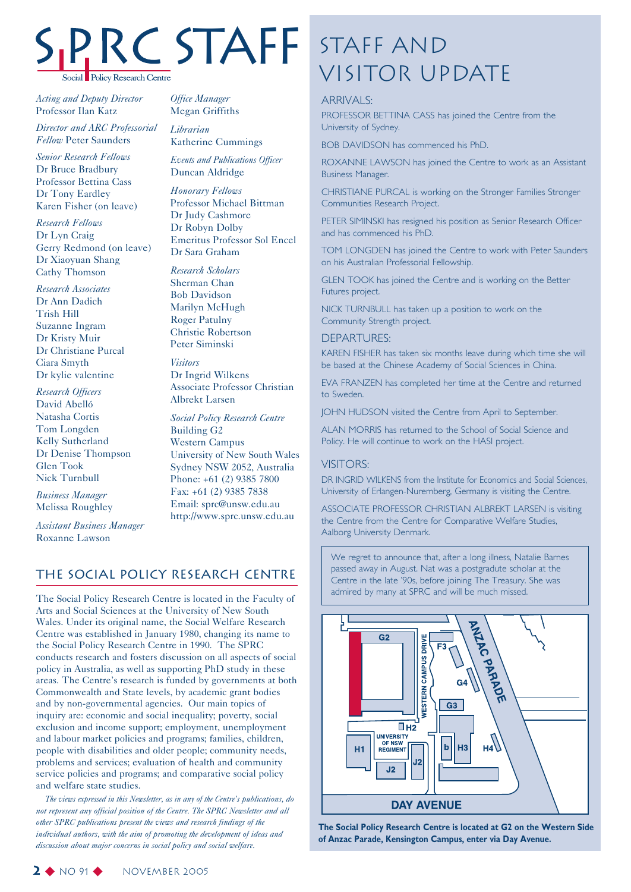# SPRC STAFF

Social Policy Research Centre

*Acting and Deputy Director*
Professor Ilan Katz

*Director and ARC Professorial Fellow* Peter Saunders

*Senior Research Fellows*
Dr Bruce Bradbury
Professor Bettina Cass
Dr Tony Eardley
Karen Fisher (on leave)

*Research Fellows*
Dr Lyn Craig
Gerry Redmond (on leave)
Dr Xiaoyuan Shang
Cathy Thomson

*Research Associates*
Dr Ann Dadich
Trish Hill
Suzanne Ingram
Dr Kristy Muir
Dr Christiane Purcal
Ciara Smyth
Dr kylie valentine

*Research Officers*
David Abelló
Natasha Cortis
Tom Longden
Kelly Sutherland
Dr Denise Thompson
Glen Took
Nick Turnbull

*Business Manager*
Melissa Roughley

*Assistant Business Manager*
Roxanne Lawson

*Office Manager*
Megan Griffiths

*Librarian*
Katherine Cummings

*Events and Publications Officer*
Duncan Aldridge

*Honorary Fellows*
Professor Michael Bittman
Dr Judy Cashmore
Dr Robyn Dolby
Emeritus Professor Sol Encel
Dr Sara Graham

*Research Scholars*
Sherman Chan
Bob Davidson
Marilyn McHugh
Roger Patulny
Christie Robertson
Peter Siminski

*Visitors*
Dr Ingrid Wilkens
Associate Professor Christian Albrekt Larsen

*Social Policy Research Centre*
Building G2
Western Campus
University of New South Wales
Sydney NSW 2052, Australia
Phone: +61 (2) 9385 7800
Fax: +61 (2) 9385 7838
Email: sprc@unsw.edu.au
http://www.sprc.unsw.edu.au

## THE SOCIAL POLICY RESEARCH CENTRE

The Social Policy Research Centre is located in the Faculty of Arts and Social Sciences at the University of New South Wales. Under its original name, the Social Welfare Research Centre was established in January 1980, changing its name to the Social Policy Research Centre in 1990. The SPRC conducts research and fosters discussion on all aspects of social policy in Australia, as well as supporting PhD study in these areas. The Centre's research is funded by governments at both Commonwealth and State levels, by academic grant bodies and by non-governmental agencies. Our main topics of inquiry are: economic and social inequality; poverty, social exclusion and income support; employment, unemployment and labour market policies and programs; families, children, people with disabilities and older people; community needs, problems and services; evaluation of health and community service policies and programs; and comparative social policy and welfare state studies.

*The views expressed in this Newsletter, as in any of the Centre's publications, do not represent any official position of the Centre. The SPRC Newsletter and all other SPRC publications present the views and research findings of the individual authors, with the aim of promoting the development of ideas and discussion about major concerns in social policy and social welfare.*

# STAFF AND VISITOR UPDATE

### ARRIVALS:

PROFESSOR BETTINA CASS has joined the Centre from the University of Sydney.

BOB DAVIDSON has commenced his PhD.

ROXANNE LAWSON has joined the Centre to work as an Assistant Business Manager.

CHRISTIANE PURCAL is working on the Stronger Families Stronger Communities Research Project.

PETER SIMINSKI has resigned his position as Senior Research Officer and has commenced his PhD.

TOM LONGDEN has joined the Centre to work with Peter Saunders on his Australian Professorial Fellowship.

GLEN TOOK has joined the Centre and is working on the Better Futures project.

NICK TURNBULL has taken up a position to work on the Community Strength project.

### DEPARTURES:

KAREN FISHER has taken six months leave during which time she will be based at the Chinese Academy of Social Sciences in China.

EVA FRANZEN has completed her time at the Centre and returned to Sweden.

JOHN HUDSON visited the Centre from April to September.

ALAN MORRIS has returned to the School of Social Science and Policy. He will continue to work on the HASI project.

### VISITORS:

DR INGRID WILKENS from the Institute for Economics and Social Sciences, University of Erlangen-Nuremberg, Germany is visiting the Centre.

ASSOCIATE PROFESSOR CHRISTIAN ALBREKT LARSEN is visiting the Centre from the Centre for Comparative Welfare Studies, Aalborg University Denmark.

We regret to announce that, after a long illness, Natalie Barnes passed away in August. Nat was a postgraduate scholar at the Centre in the late '90s, before joining The Treasury. She was admired by many at SPRC and will be much missed.

**The Social Policy Research Centre is located at G2 on the Western Side of Anzac Parade, Kensington Campus, enter via Day Avenue.**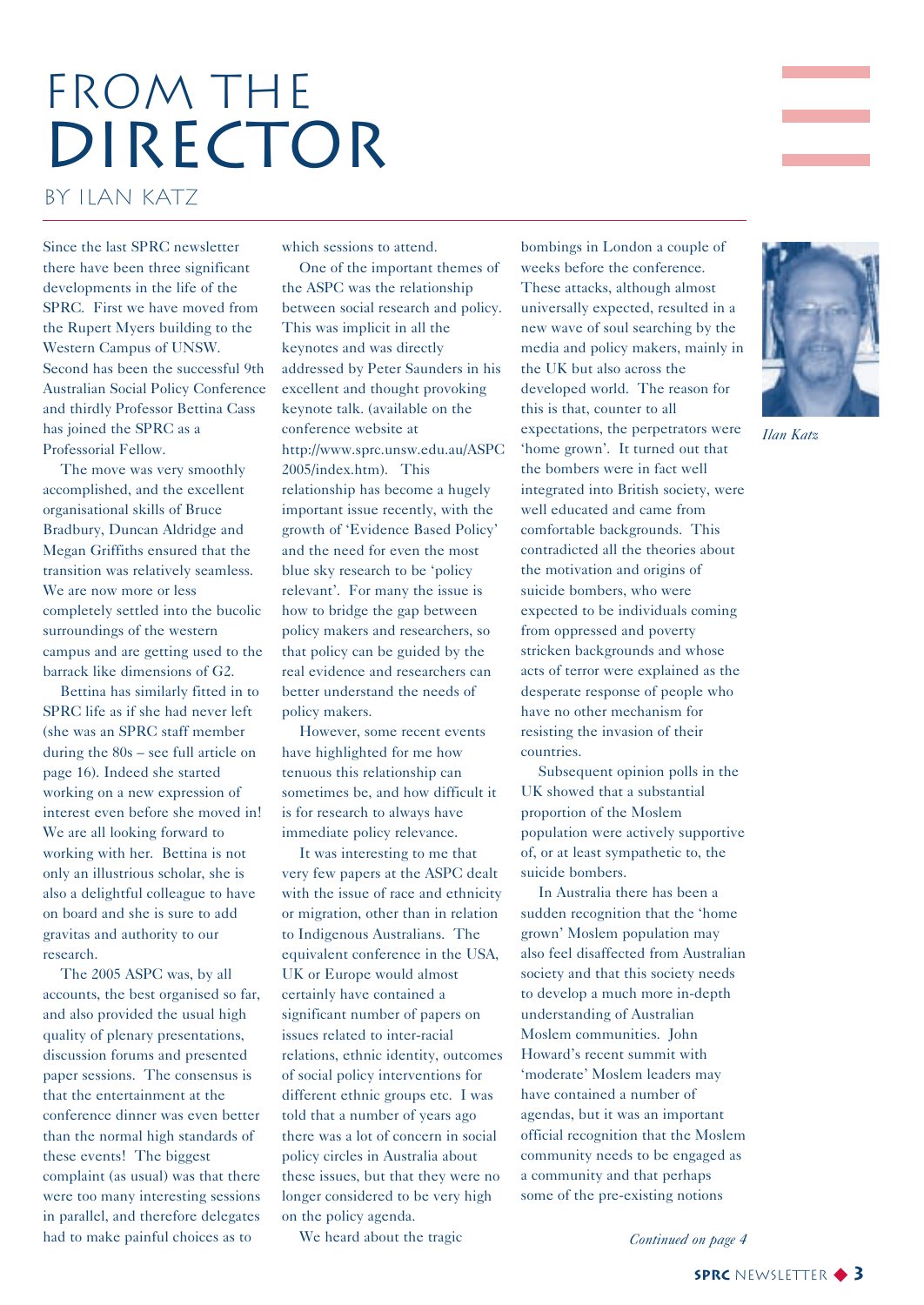# FROM THE DIRECTOR

BY ILAN KATZ

Since the last SPRC newsletter there have been three significant developments in the life of the SPRC. First we have moved from the Rupert Myers building to the Western Campus of UNSW. Second has been the successful 9th Australian Social Policy Conference and thirdly Professor Bettina Cass has joined the SPRC as a Professorial Fellow.

The move was very smoothly accomplished, and the excellent organisational skills of Bruce Bradbury, Duncan Aldridge and Megan Griffiths ensured that the transition was relatively seamless. We are now more or less completely settled into the bucolic surroundings of the western campus and are getting used to the barrack like dimensions of G2.

Bettina has similarly fitted in to SPRC life as if she had never left (she was an SPRC staff member during the 80s – see full article on page 16). Indeed she started working on a new expression of interest even before she moved in! We are all looking forward to working with her. Bettina is not only an illustrious scholar, she is also a delightful colleague to have on board and she is sure to add gravitas and authority to our research.

The 2005 ASPC was, by all accounts, the best organised so far, and also provided the usual high quality of plenary presentations, discussion forums and presented paper sessions. The consensus is that the entertainment at the conference dinner was even better than the normal high standards of these events! The biggest complaint (as usual) was that there were too many interesting sessions in parallel, and therefore delegates had to make painful choices as to which sessions to attend.

One of the important themes of the ASPC was the relationship between social research and policy. This was implicit in all the keynotes and was directly addressed by Peter Saunders in his excellent and thought provoking keynote talk. (available on the conference website at http://www.sprc.unsw.edu.au/ASPC2005/index.htm). This relationship has become a hugely important issue recently, with the growth of 'Evidence Based Policy' and the need for even the most blue sky research to be 'policy relevant'. For many the issue is how to bridge the gap between policy makers and researchers, so that policy can be guided by the real evidence and researchers can better understand the needs of policy makers.

However, some recent events have highlighted for me how tenuous this relationship can sometimes be, and how difficult it is for research to always have immediate policy relevance.

It was interesting to me that very few papers at the ASPC dealt with the issue of race and ethnicity or migration, other than in relation to Indigenous Australians. The equivalent conference in the USA, UK or Europe would almost certainly have contained a significant number of papers on issues related to inter-racial relations, ethnic identity, outcomes of social policy interventions for different ethnic groups etc. I was told that a number of years ago there was a lot of concern in social policy circles in Australia about these issues, but that they were no longer considered to be very high on the policy agenda.

We heard about the tragic bombings in London a couple of weeks before the conference. These attacks, although almost universally expected, resulted in a new wave of soul searching by the media and policy makers, mainly in the UK but also across the developed world. The reason for this is that, counter to all expectations, the perpetrators were 'home grown'. It turned out that the bombers were in fact well integrated into British society, were well educated and came from comfortable backgrounds. This contradicted all the theories about the motivation and origins of suicide bombers, who were expected to be individuals coming from oppressed and poverty stricken backgrounds and whose acts of terror were explained as the desperate response of people who have no other mechanism for resisting the invasion of their countries.

Subsequent opinion polls in the UK showed that a substantial proportion of the Moslem population were actively supportive of, or at least sympathetic to, the suicide bombers.

In Australia there has been a sudden recognition that the 'home grown' Moslem population may also feel disaffected from Australian society and that this society needs to develop a much more in-depth understanding of Australian Moslem communities. John Howard's recent summit with 'moderate' Moslem leaders may have contained a number of agendas, but it was an important official recognition that the Moslem community needs to be engaged as a community and that perhaps some of the pre-existing notions

*Ilan Katz*

*Continued on page 4*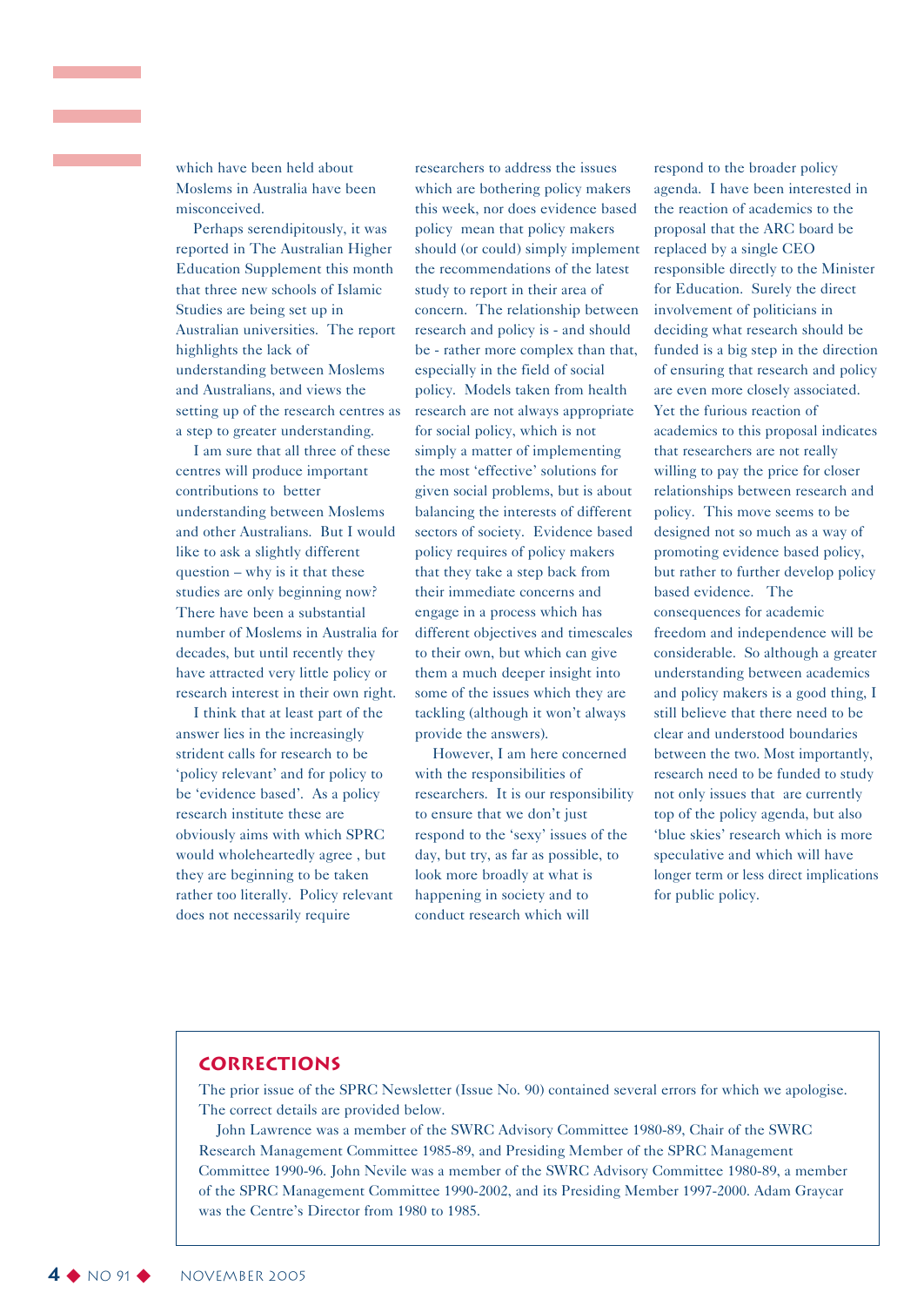which have been held about Moslems in Australia have been misconceived.

Perhaps serendipitously, it was reported in The Australian Higher Education Supplement this month that three new schools of Islamic Studies are being set up in Australian universities. The report highlights the lack of understanding between Moslems and Australians, and views the setting up of the research centres as a step to greater understanding.

I am sure that all three of these centres will produce important contributions to better understanding between Moslems and other Australians. But I would like to ask a slightly different question – why is it that these studies are only beginning now? There have been a substantial number of Moslems in Australia for decades, but until recently they have attracted very little policy or research interest in their own right.

I think that at least part of the answer lies in the increasingly strident calls for research to be 'policy relevant' and for policy to be 'evidence based'. As a policy research institute these are obviously aims with which SPRC would wholeheartedly agree , but they are beginning to be taken rather too literally. Policy relevant does not necessarily require researchers to address the issues which are bothering policy makers this week, nor does evidence based policy mean that policy makers should (or could) simply implement the recommendations of the latest study to report in their area of concern. The relationship between research and policy is - and should be - rather more complex than that, especially in the field of social policy. Models taken from health research are not always appropriate for social policy, which is not simply a matter of implementing the most 'effective' solutions for given social problems, but is about balancing the interests of different sectors of society. Evidence based policy requires of policy makers that they take a step back from their immediate concerns and engage in a process which has different objectives and timescales to their own, but which can give them a much deeper insight into some of the issues which they are tackling (although it won't always provide the answers).

However, I am here concerned with the responsibilities of researchers. It is our responsibility to ensure that we don't just respond to the 'sexy' issues of the day, but try, as far as possible, to look more broadly at what is happening in society and to conduct research which will respond to the broader policy agenda. I have been interested in the reaction of academics to the proposal that the ARC board be replaced by a single CEO responsible directly to the Minister for Education. Surely the direct involvement of politicians in deciding what research should be funded is a big step in the direction of ensuring that research and policy are even more closely associated. Yet the furious reaction of academics to this proposal indicates that researchers are not really willing to pay the price for closer relationships between research and policy. This move seems to be designed not so much as a way of promoting evidence based policy, but rather to further develop policy based evidence. The consequences for academic freedom and independence will be considerable. So although a greater understanding between academics and policy makers is a good thing, I still believe that there need to be clear and understood boundaries between the two. Most importantly, research need to be funded to study not only issues that are currently top of the policy agenda, but also 'blue skies' research which is more speculative and which will have longer term or less direct implications for public policy.

## CORRECTIONS

The prior issue of the SPRC Newsletter (Issue No. 90) contained several errors for which we apologise. The correct details are provided below.

John Lawrence was a member of the SWRC Advisory Committee 1980-89, Chair of the SWRC Research Management Committee 1985-89, and Presiding Member of the SPRC Management Committee 1990-96. John Nevile was a member of the SWRC Advisory Committee 1980-89, a member of the SPRC Management Committee 1990-2002, and its Presiding Member 1997-2000. Adam Graycar was the Centre's Director from 1980 to 1985.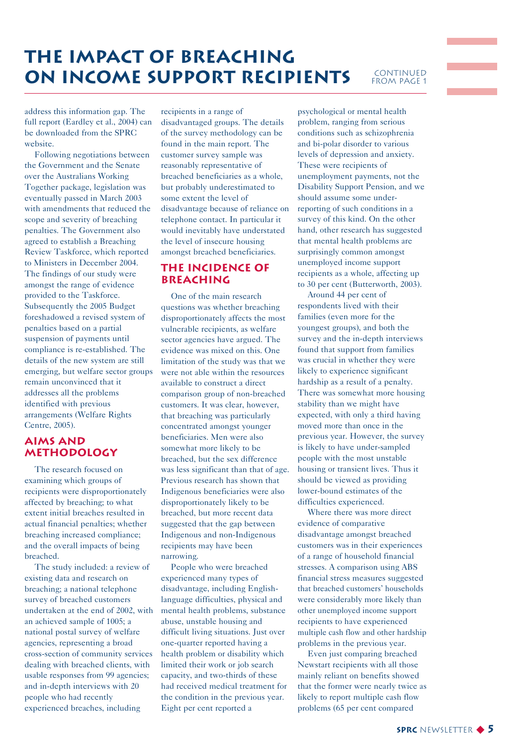# THE IMPACT OF BREACHING ON INCOME SUPPORT RECIPIENTS

CONTINUED FROM PAGE 1

address this information gap. The full report (Eardley et al., 2004) can be downloaded from the SPRC website.

Following negotiations between the Government and the Senate over the Australians Working Together package, legislation was eventually passed in March 2003 with amendments that reduced the scope and severity of breaching penalties. The Government also agreed to establish a Breaching Review Taskforce, which reported to Ministers in December 2004. The findings of our study were amongst the range of evidence provided to the Taskforce. Subsequently the 2005 Budget foreshadowed a revised system of penalties based on a partial suspension of payments until compliance is re-established. The details of the new system are still emerging, but welfare sector groups remain unconvinced that it addresses all the problems identified with previous arrangements (Welfare Rights Centre, 2005).

## AIMS AND METHODOLOGY

The research focused on examining which groups of recipients were disproportionately affected by breaching; to what extent initial breaches resulted in actual financial penalties; whether breaching increased compliance; and the overall impacts of being breached.

The study included: a review of existing data and research on breaching; a national telephone survey of breached customers undertaken at the end of 2002, with an achieved sample of 1005; a national postal survey of welfare agencies, representing a broad cross-section of community services dealing with breached clients, with usable responses from 99 agencies; and in-depth interviews with 20 people who had recently experienced breaches, including recipients in a range of disadvantaged groups. The details of the survey methodology can be found in the main report. The customer survey sample was reasonably representative of breached beneficiaries as a whole, but probably underestimated to some extent the level of disadvantage because of reliance on telephone contact. In particular it would inevitably have understated the level of insecure housing amongst breached beneficiaries.

## THE INCIDENCE OF BREACHING

One of the main research questions was whether breaching disproportionately affects the most vulnerable recipients, as welfare sector agencies have argued. The evidence was mixed on this. One limitation of the study was that we were not able within the resources available to construct a direct comparison group of non-breached customers. It was clear, however, that breaching was particularly concentrated amongst younger beneficiaries. Men were also somewhat more likely to be breached, but the sex difference was less significant than that of age. Previous research has shown that Indigenous beneficiaries were also disproportionately likely to be breached, but more recent data suggested that the gap between Indigenous and non-Indigenous recipients may have been narrowing.

People who were breached experienced many types of disadvantage, including English-language difficulties, physical and mental health problems, substance abuse, unstable housing and difficult living situations. Just over one-quarter reported having a health problem or disability which limited their work or job search capacity, and two-thirds of these had received medical treatment for the condition in the previous year. Eight per cent reported a psychological or mental health problem, ranging from serious conditions such as schizophrenia and bi-polar disorder to various levels of depression and anxiety. These were recipients of unemployment payments, not the Disability Support Pension, and we should assume some under-reporting of such conditions in a survey of this kind. On the other hand, other research has suggested that mental health problems are surprisingly common amongst unemployed income support recipients as a whole, affecting up to 30 per cent (Butterworth, 2003).

Around 44 per cent of respondents lived with their families (even more for the youngest groups), and both the survey and the in-depth interviews found that support from families was crucial in whether they were likely to experience significant hardship as a result of a penalty. There was somewhat more housing stability than we might have expected, with only a third having moved more than once in the previous year. However, the survey is likely to have under-sampled people with the most unstable housing or transient lives. Thus it should be viewed as providing lower-bound estimates of the difficulties experienced.

Where there was more direct evidence of comparative disadvantage amongst breached customers was in their experiences of a range of household financial stresses. A comparison using ABS financial stress measures suggested that breached customers' households were considerably more likely than other unemployed income support recipients to have experienced multiple cash flow and other hardship problems in the previous year.

Even just comparing breached Newstart recipients with all those mainly reliant on benefits showed that the former were nearly twice as likely to report multiple cash flow problems (65 per cent compared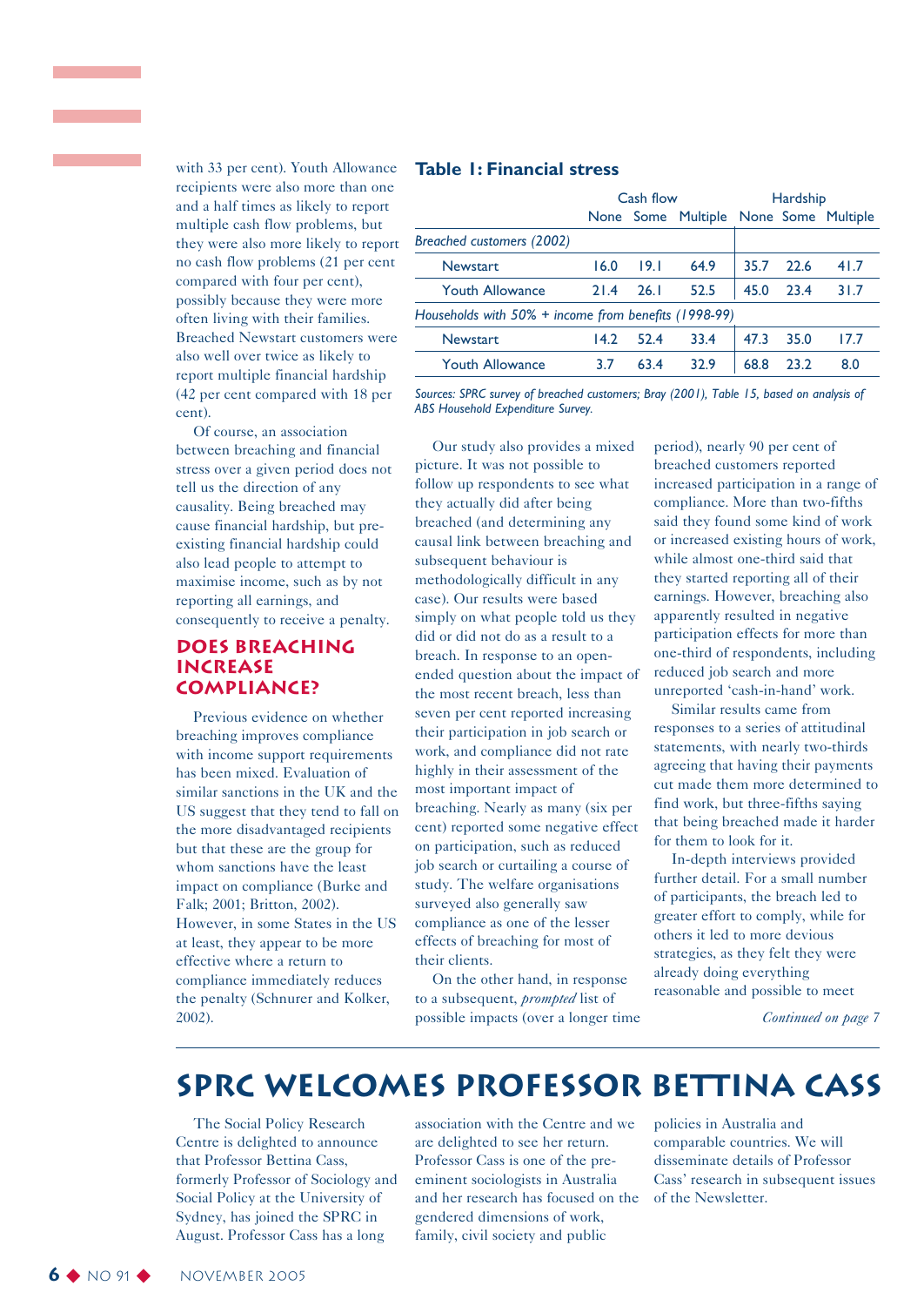with 33 per cent). Youth Allowance recipients were also more than one and a half times as likely to report multiple cash flow problems, but they were also more likely to report no cash flow problems (21 per cent compared with four per cent), possibly because they were more often living with their families. Breached Newstart customers were also well over twice as likely to report multiple financial hardship (42 per cent compared with 18 per cent).

Of course, an association between breaching and financial stress over a given period does not tell us the direction of any causality. Being breached may cause financial hardship, but pre-existing financial hardship could also lead people to attempt to maximise income, such as by not reporting all earnings, and consequently to receive a penalty.

### Table 1: Financial stress

| | Cash flow | | | Hardship | | |
|---|---|---|---|---|---|---|
| | None | Some | Multiple | None | Some | Multiple |
| *Breached customers (2002)* | | | | | | |
| Newstart | 16.0 | 19.1 | 64.9 | 35.7 | 22.6 | 41.7 |
| Youth Allowance | 21.4 | 26.1 | 52.5 | 45.0 | 23.4 | 31.7 |
| *Households with 50% + income from benefits (1998-99)* | | | | | | |
| Newstart | 14.2 | 52.4 | 33.4 | 47.3 | 35.0 | 17.7 |
| Youth Allowance | 3.7 | 63.4 | 32.9 | 68.8 | 23.2 | 8.0 |

*Sources: SPRC survey of breached customers; Bray (2001), Table 15, based on analysis of ABS Household Expenditure Survey.*

## DOES BREACHING INCREASE COMPLIANCE?

Previous evidence on whether breaching improves compliance with income support requirements has been mixed. Evaluation of similar sanctions in the UK and the US suggest that they tend to fall on the more disadvantaged recipients but that these are the group for whom sanctions have the least impact on compliance (Burke and Falk; 2001; Britton, 2002). However, in some States in the US at least, they appear to be more effective where a return to compliance immediately reduces the penalty (Schnurer and Kolker, 2002).

Our study also provides a mixed picture. It was not possible to follow up respondents to see what they actually did after being breached (and determining any causal link between breaching and subsequent behaviour is methodologically difficult in any case). Our results were based simply on what people told us they did or did not do as a result to a breach. In response to an open-ended question about the impact of the most recent breach, less than seven per cent reported increasing their participation in job search or work, and compliance did not rate highly in their assessment of the most important impact of breaching. Nearly as many (six per cent) reported some negative effect on participation, such as reduced job search or curtailing a course of study. The welfare organisations surveyed also generally saw compliance as one of the lesser effects of breaching for most of their clients.

On the other hand, in response to a subsequent, *prompted* list of possible impacts (over a longer time period), nearly 90 per cent of breached customers reported increased participation in a range of compliance. More than two-fifths said they found some kind of work or increased existing hours of work, while almost one-third said that they started reporting all of their earnings. However, breaching also apparently resulted in negative participation effects for more than one-third of respondents, including reduced job search and more unreported 'cash-in-hand' work.

Similar results came from responses to a series of attitudinal statements, with nearly two-thirds agreeing that having their payments cut made them more determined to find work, but three-fifths saying that being breached made it harder for them to look for it.

In-depth interviews provided further detail. For a small number of participants, the breach led to greater effort to comply, while for others it led to more devious strategies, as they felt they were already doing everything reasonable and possible to meet

*Continued on page 7*

# SPRC WELCOMES PROFESSOR BETTINA CASS

The Social Policy Research Centre is delighted to announce that Professor Bettina Cass, formerly Professor of Sociology and Social Policy at the University of Sydney, has joined the SPRC in August. Professor Cass has a long association with the Centre and we are delighted to see her return. Professor Cass is one of the pre-eminent sociologists in Australia and her research has focused on the gendered dimensions of work, family, civil society and public policies in Australia and comparable countries. We will disseminate details of Professor Cass' research in subsequent issues of the Newsletter.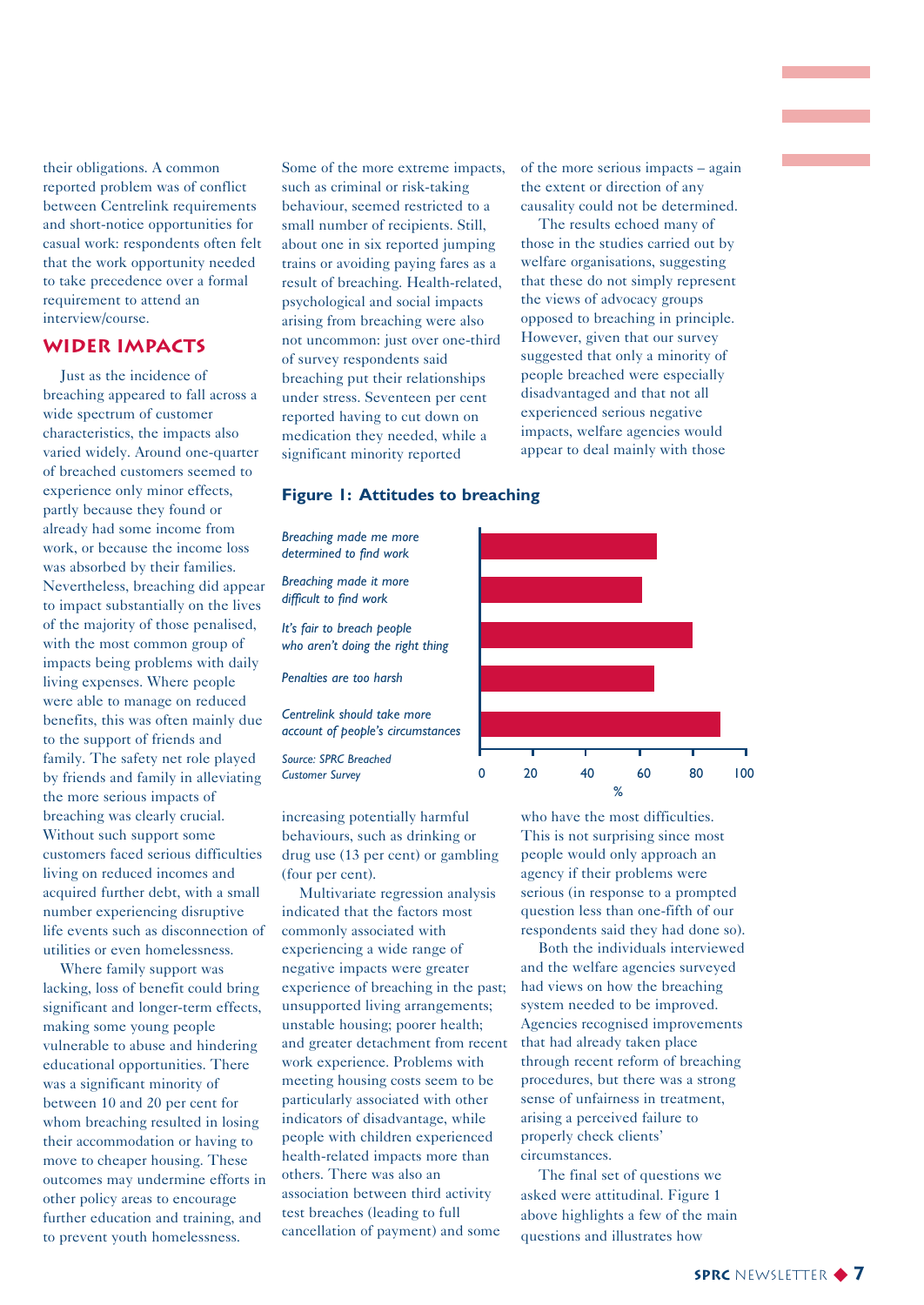their obligations. A common reported problem was of conflict between Centrelink requirements and short-notice opportunities for casual work: respondents often felt that the work opportunity needed to take precedence over a formal requirement to attend an interview/course.

## WIDER IMPACTS

Just as the incidence of breaching appeared to fall across a wide spectrum of customer characteristics, the impacts also varied widely. Around one-quarter of breached customers seemed to experience only minor effects, partly because they found or already had some income from work, or because the income loss was absorbed by their families. Nevertheless, breaching did appear to impact substantially on the lives of the majority of those penalised, with the most common group of impacts being problems with daily living expenses. Where people were able to manage on reduced benefits, this was often mainly due to the support of friends and family. The safety net role played by friends and family in alleviating the more serious impacts of breaching was clearly crucial. Without such support some customers faced serious difficulties living on reduced incomes and acquired further debt, with a small number experiencing disruptive life events such as disconnection of utilities or even homelessness.

Where family support was lacking, loss of benefit could bring significant and longer-term effects, making some young people vulnerable to abuse and hindering educational opportunities. There was a significant minority of between 10 and 20 per cent for whom breaching resulted in losing their accommodation or having to move to cheaper housing. These outcomes may undermine efforts in other policy areas to encourage further education and training, and to prevent youth homelessness.

Some of the more extreme impacts, such as criminal or risk-taking behaviour, seemed restricted to a small number of recipients. Still, about one in six reported jumping trains or avoiding paying fares as a result of breaching. Health-related, psychological and social impacts arising from breaching were also not uncommon: just over one-third of survey respondents said breaching put their relationships under stress. Seventeen per cent reported having to cut down on medication they needed, while a significant minority reported increasing potentially harmful behaviours, such as drinking or drug use (13 per cent) or gambling (four per cent).

Multivariate regression analysis indicated that the factors most commonly associated with experiencing a wide range of negative impacts were greater experience of breaching in the past; unsupported living arrangements; unstable housing; poorer health; and greater detachment from recent work experience. Problems with meeting housing costs seem to be particularly associated with other indicators of disadvantage, while people with children experienced health-related impacts more than others. There was also an association between third activity test breaches (leading to full cancellation of payment) and some of the more serious impacts – again the extent or direction of any causality could not be determined.

The results echoed many of those in the studies carried out by welfare organisations, suggesting that these do not simply represent the views of advocacy groups opposed to breaching in principle. However, given that our survey suggested that only a minority of people breached were especially disadvantaged and that not all experienced serious negative impacts, welfare agencies would appear to deal mainly with those who have the most difficulties. This is not surprising since most people would only approach an agency if their problems were serious (in response to a prompted question less than one-fifth of our respondents said they had done so).

Both the individuals interviewed and the welfare agencies surveyed had views on how the breaching system needed to be improved. Agencies recognised improvements that had already taken place through recent reform of breaching procedures, but there was a strong sense of unfairness in treatment, arising a perceived failure to properly check clients' circumstances.

The final set of questions we asked were attitudinal. Figure 1 above highlights a few of the main questions and illustrates how

**Figure 1: Attitudes to breaching**

| Statement | % (approx.) |
|---|---|
| *Breaching made me more determined to find work* | 66 |
| *Breaching made it more difficult to find work* | 61 |
| *It's fair to breach people who aren't doing the right thing* | 80 |
| *Penalties are too harsh* | 65 |
| *Centrelink should take more account of people's circumstances* | 90 |

*Source: SPRC Breached Customer Survey*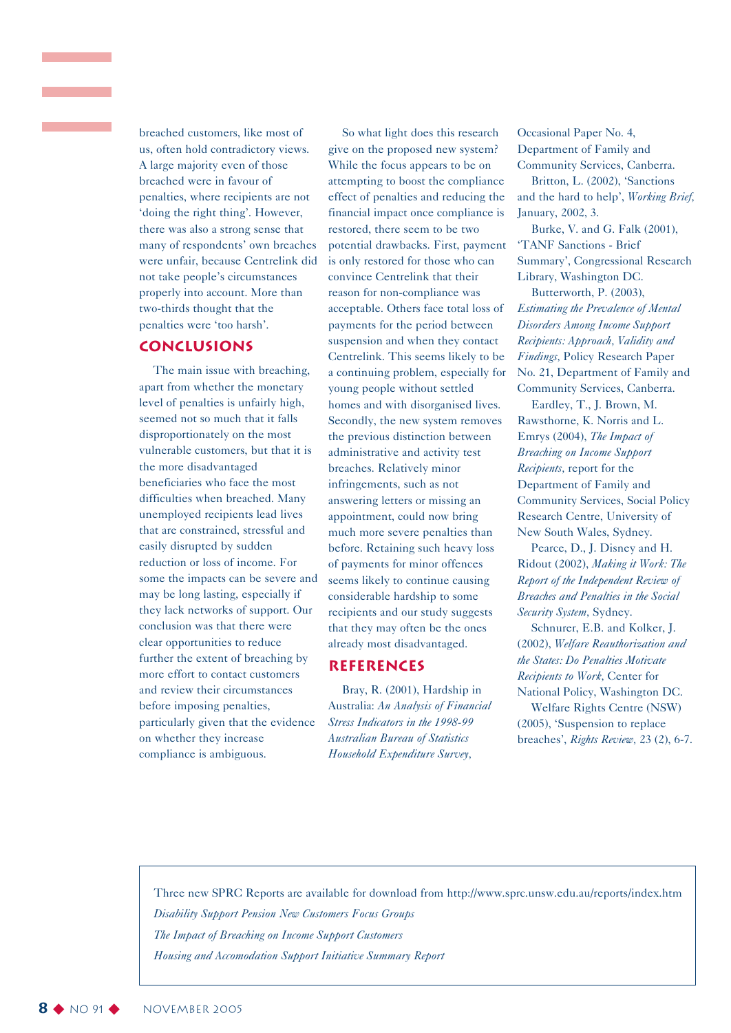breached customers, like most of us, often hold contradictory views. A large majority even of those breached were in favour of penalties, where recipients are not 'doing the right thing'. However, there was also a strong sense that many of respondents' own breaches were unfair, because Centrelink did not take people's circumstances properly into account. More than two-thirds thought that the penalties were 'too harsh'.

## CONCLUSIONS

The main issue with breaching, apart from whether the monetary level of penalties is unfairly high, seemed not so much that it falls disproportionately on the most vulnerable customers, but that it is the more disadvantaged beneficiaries who face the most difficulties when breached. Many unemployed recipients lead lives that are constrained, stressful and easily disrupted by sudden reduction or loss of income. For some the impacts can be severe and may be long lasting, especially if they lack networks of support. Our conclusion was that there were clear opportunities to reduce further the extent of breaching by more effort to contact customers and review their circumstances before imposing penalties, particularly given that the evidence on whether they increase compliance is ambiguous.

So what light does this research give on the proposed new system? While the focus appears to be on attempting to boost the compliance effect of penalties and reducing the financial impact once compliance is restored, there seem to be two potential drawbacks. First, payment is only restored for those who can convince Centrelink that their reason for non-compliance was acceptable. Others face total loss of payments for the period between suspension and when they contact Centrelink. This seems likely to be a continuing problem, especially for young people without settled homes and with disorganised lives. Secondly, the new system removes the previous distinction between administrative and activity test breaches. Relatively minor infringements, such as not answering letters or missing an appointment, could now bring much more severe penalties than before. Retaining such heavy loss of payments for minor offences seems likely to continue causing considerable hardship to some recipients and our study suggests that they may often be the ones already most disadvantaged.

## REFERENCES

Bray, R. (2001), Hardship in Australia: *An Analysis of Financial Stress Indicators in the 1998-99 Australian Bureau of Statistics Household Expenditure Survey*, Occasional Paper No. 4, Department of Family and Community Services, Canberra.

Britton, L. (2002), 'Sanctions and the hard to help', *Working Brief*, January, 2002, 3.

Burke, V. and G. Falk (2001), 'TANF Sanctions - Brief Summary', Congressional Research Library, Washington DC.

Butterworth, P. (2003), *Estimating the Prevalence of Mental Disorders Among Income Support Recipients: Approach, Validity and Findings*, Policy Research Paper No. 21, Department of Family and Community Services, Canberra.

Eardley, T., J. Brown, M. Rawsthorne, K. Norris and L. Emrys (2004), *The Impact of Breaching on Income Support Recipients*, report for the Department of Family and Community Services, Social Policy Research Centre, University of New South Wales, Sydney.

Pearce, D., J. Disney and H. Ridout (2002), *Making it Work: The Report of the Independent Review of Breaches and Penalties in the Social Security System*, Sydney.

Schnurer, E.B. and Kolker, J. (2002), *Welfare Reauthorization and the States: Do Penalties Motivate Recipients to Work*, Center for National Policy, Washington DC.

Welfare Rights Centre (NSW) (2005), 'Suspension to replace breaches', *Rights Review*, 23 (2), 6-7.

---

Three new SPRC Reports are available for download from http://www.sprc.unsw.edu.au/reports/index.htm

*Disability Support Pension New Customers Focus Groups*

*The Impact of Breaching on Income Support Customers*

*Housing and Accomodation Support Initiative Summary Report*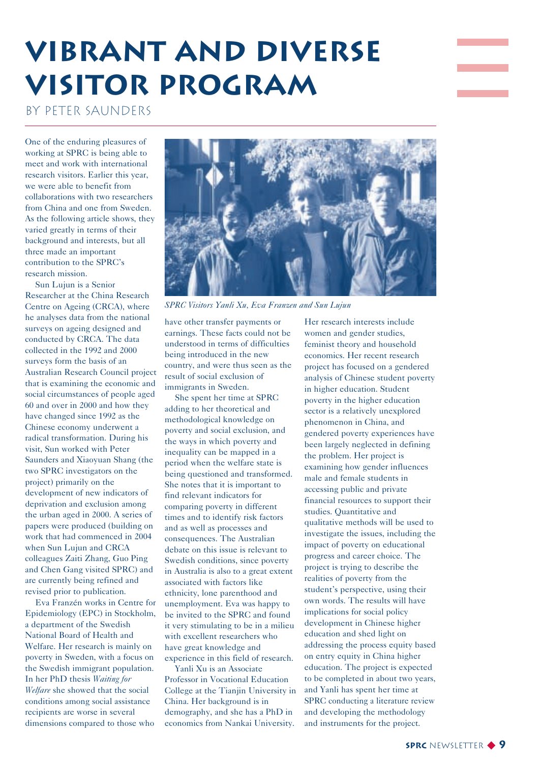# VIBRANT AND DIVERSE VISITOR PROGRAM

BY PETER SAUNDERS

One of the enduring pleasures of working at SPRC is being able to meet and work with international research visitors. Earlier this year, we were able to benefit from collaborations with two researchers from China and one from Sweden. As the following article shows, they varied greatly in terms of their background and interests, but all three made an important contribution to the SPRC's research mission.

Sun Lujun is a Senior Researcher at the China Research Centre on Ageing (CRCA), where he analyses data from the national surveys on ageing designed and conducted by CRCA. The data collected in the 1992 and 2000 surveys form the basis of an Australian Research Council project that is examining the economic and social circumstances of people aged 60 and over in 2000 and how they have changed since 1992 as the Chinese economy underwent a radical transformation. During his visit, Sun worked with Peter Saunders and Xiaoyuan Shang (the two SPRC investigators on the project) primarily on the development of new indicators of deprivation and exclusion among the urban aged in 2000. A series of papers were produced (building on work that had commenced in 2004 when Sun Lujun and CRCA colleagues Zaiti Zhang, Guo Ping and Chen Gang visited SPRC) and are currently being refined and revised prior to publication.

Eva Franzén works in Centre for Epidemiology (EPC) in Stockholm, a department of the Swedish National Board of Health and Welfare. Her research is mainly on poverty in Sweden, with a focus on the Swedish immigrant population. In her PhD thesis *Waiting for Welfare* she showed that the social conditions among social assistance recipients are worse in several dimensions compared to those who have other transfer payments or earnings. These facts could not be understood in terms of difficulties being introduced in the new country, and were thus seen as the result of social exclusion of immigrants in Sweden.

*SPRC Visitors Yanli Xu, Eva Franzen and Sun Lujun*

She spent her time at SPRC adding to her theoretical and methodological knowledge on poverty and social exclusion, and the ways in which poverty and inequality can be mapped in a period when the welfare state is being questioned and transformed. She notes that it is important to find relevant indicators for comparing poverty in different times and to identify risk factors and as well as processes and consequences. The Australian debate on this issue is relevant to Swedish conditions, since poverty in Australia is also to a great extent associated with factors like ethnicity, lone parenthood and unemployment. Eva was happy to be invited to the SPRC and found it very stimulating to be in a milieu with excellent researchers who have great knowledge and experience in this field of research.

Yanli Xu is an Associate Professor in Vocational Education College at the Tianjin University in China. Her background is in demography, and she has a PhD in economics from Nankai University. Her research interests include women and gender studies, feminist theory and household economics. Her recent research project has focused on a gendered analysis of Chinese student poverty in higher education. Student poverty in the higher education sector is a relatively unexplored phenomenon in China, and gendered poverty experiences have been largely neglected in defining the problem. Her project is examining how gender influences male and female students in accessing public and private financial resources to support their studies. Quantitative and qualitative methods will be used to investigate the issues, including the impact of poverty on educational progress and career choice. The project is trying to describe the realities of poverty from the student's perspective, using their own words. The results will have implications for social policy development in Chinese higher education and shed light on addressing the process equity based on entry equity in China higher education. The project is expected to be completed in about two years, and Yanli has spent her time at SPRC conducting a literature review and developing the methodology and instruments for the project.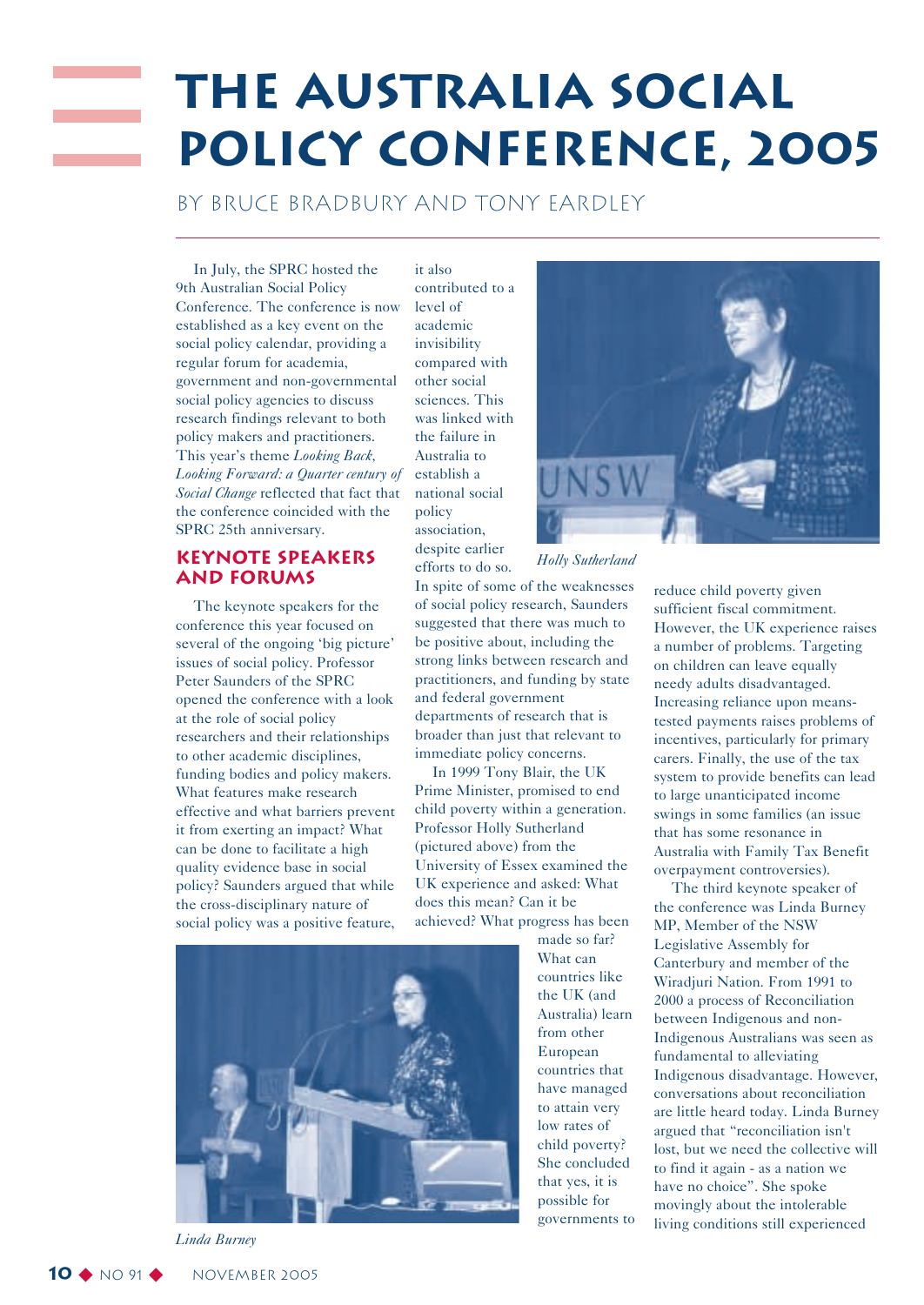# THE AUSTRALIA SOCIAL POLICY CONFERENCE, 2005

BY BRUCE BRADBURY AND TONY EARDLEY

In July, the SPRC hosted the 9th Australian Social Policy Conference. The conference is now established as a key event on the social policy calendar, providing a regular forum for academia, government and non-governmental social policy agencies to discuss research findings relevant to both policy makers and practitioners. This year's theme *Looking Back, Looking Forward: a Quarter century of Social Change* reflected that fact that the conference coincided with the SPRC 25th anniversary.

## KEYNOTE SPEAKERS AND FORUMS

The keynote speakers for the conference this year focused on several of the ongoing 'big picture' issues of social policy. Professor Peter Saunders of the SPRC opened the conference with a look at the role of social policy researchers and their relationships to other academic disciplines, funding bodies and policy makers. What features make research effective and what barriers prevent it from exerting an impact? What can be done to facilitate a high quality evidence base in social policy? Saunders argued that while the cross-disciplinary nature of social policy was a positive feature, it also contributed to a level of academic invisibility compared with other social sciences. This was linked with the failure in Australia to establish a national social policy association, despite earlier efforts to do so.

*Holly Sutherland*

In spite of some of the weaknesses of social policy research, Saunders suggested that there was much to be positive about, including the strong links between research and practitioners, and funding by state and federal government departments of research that is broader than just that relevant to immediate policy concerns.

In 1999 Tony Blair, the UK Prime Minister, promised to end child poverty within a generation. Professor Holly Sutherland (pictured above) from the University of Essex examined the UK experience and asked: What does this mean? Can it be achieved? What progress has been made so far? What can countries like the UK (and Australia) learn from other European countries that have managed to attain very low rates of child poverty? She concluded that yes, it is possible for governments to reduce child poverty given sufficient fiscal commitment. However, the UK experience raises a number of problems. Targeting on children can leave equally needy adults disadvantaged. Increasing reliance upon means-tested payments raises problems of incentives, particularly for primary carers. Finally, the use of the tax system to provide benefits can lead to large unanticipated income swings in some families (an issue that has some resonance in Australia with Family Tax Benefit overpayment controversies).

*Linda Burney*

The third keynote speaker of the conference was Linda Burney MP, Member of the NSW Legislative Assembly for Canterbury and member of the Wiradjuri Nation. From 1991 to 2000 a process of Reconciliation between Indigenous and non-Indigenous Australians was seen as fundamental to alleviating Indigenous disadvantage. However, conversations about reconciliation are little heard today. Linda Burney argued that "reconciliation isn't lost, but we need the collective will to find it again - as a nation we have no choice". She spoke movingly about the intolerable living conditions still experienced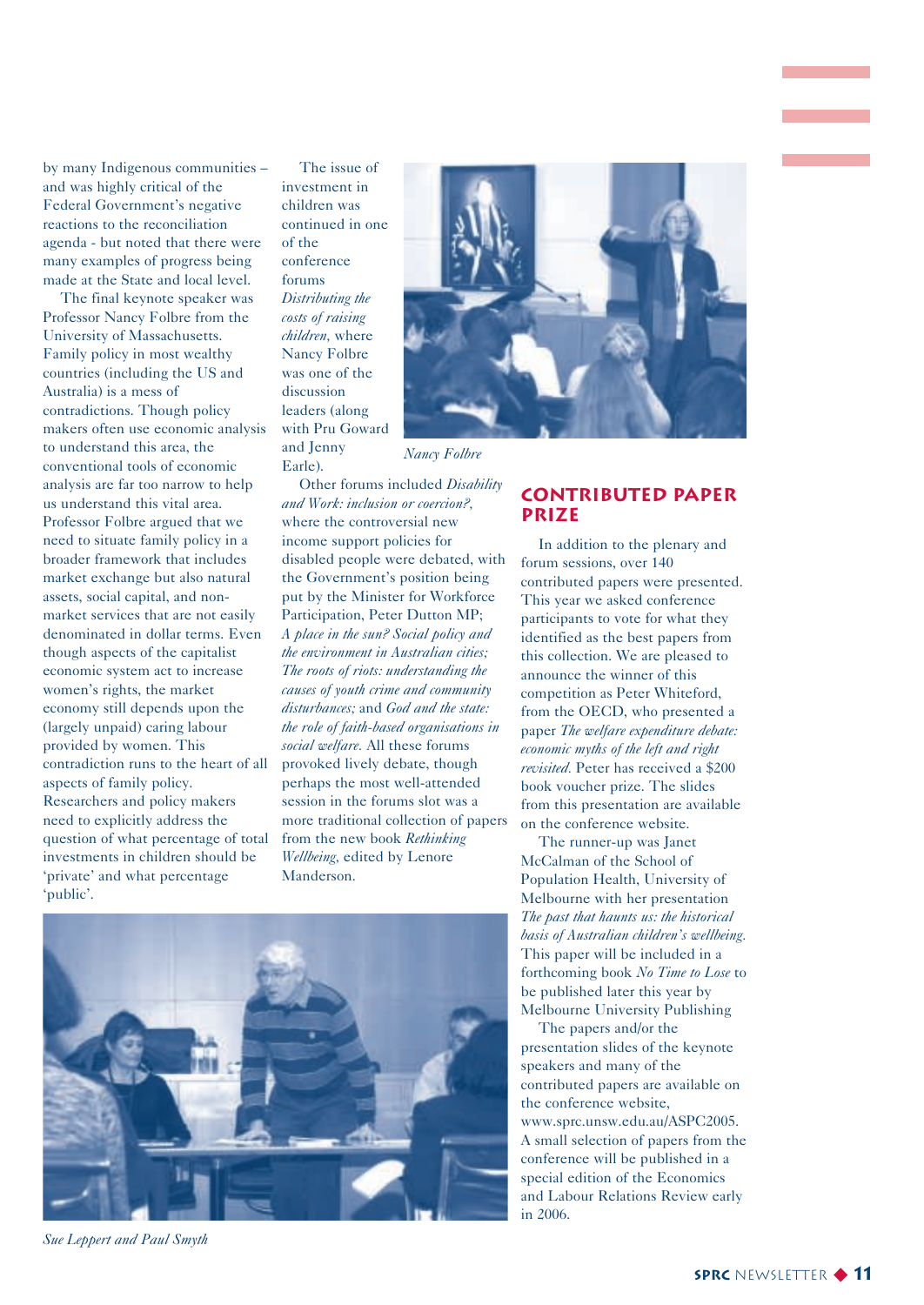by many Indigenous communities – and was highly critical of the Federal Government's negative reactions to the reconciliation agenda - but noted that there were many examples of progress being made at the State and local level.

The final keynote speaker was Professor Nancy Folbre from the University of Massachusetts. Family policy in most wealthy countries (including the US and Australia) is a mess of contradictions. Though policy makers often use economic analysis to understand this area, the conventional tools of economic analysis are far too narrow to help us understand this vital area. Professor Folbre argued that we need to situate family policy in a broader framework that includes market exchange but also natural assets, social capital, and non-market services that are not easily denominated in dollar terms. Even though aspects of the capitalist economic system act to increase women's rights, the market economy still depends upon the (largely unpaid) caring labour provided by women. This contradiction runs to the heart of all aspects of family policy. Researchers and policy makers need to explicitly address the question of what percentage of total investments in children should be 'private' and what percentage 'public'.

The issue of investment in children was continued in one of the conference forums *Distributing the costs of raising children,* where Nancy Folbre was one of the discussion leaders (along with Pru Goward and Jenny Earle).

*Nancy Folbre*

Other forums included *Disability and Work: inclusion or coercion?,* where the controversial new income support policies for disabled people were debated, with the Government's position being put by the Minister for Workforce Participation, Peter Dutton MP; *A place in the sun? Social policy and the environment in Australian cities; The roots of riots: understanding the causes of youth crime and community disturbances;* and *God and the state: the role of faith-based organisations in social welfare.* All these forums provoked lively debate, though perhaps the most well-attended session in the forums slot was a more traditional collection of papers from the new book *Rethinking Wellbeing,* edited by Lenore Manderson.

*Sue Leppert and Paul Smyth*

## CONTRIBUTED PAPER PRIZE

In addition to the plenary and forum sessions, over 140 contributed papers were presented. This year we asked conference participants to vote for what they identified as the best papers from this collection. We are pleased to announce the winner of this competition as Peter Whiteford, from the OECD, who presented a paper *The welfare expenditure debate: economic myths of the left and right revisited.* Peter has received a $200 book voucher prize. The slides from this presentation are available on the conference website.

The runner-up was Janet McCalman of the School of Population Health, University of Melbourne with her presentation *The past that haunts us: the historical basis of Australian children's wellbeing.* This paper will be included in a forthcoming book *No Time to Lose* to be published later this year by Melbourne University Publishing

The papers and/or the presentation slides of the keynote speakers and many of the contributed papers are available on the conference website, www.sprc.unsw.edu.au/ASPC2005. A small selection of papers from the conference will be published in a special edition of the Economics and Labour Relations Review early in 2006.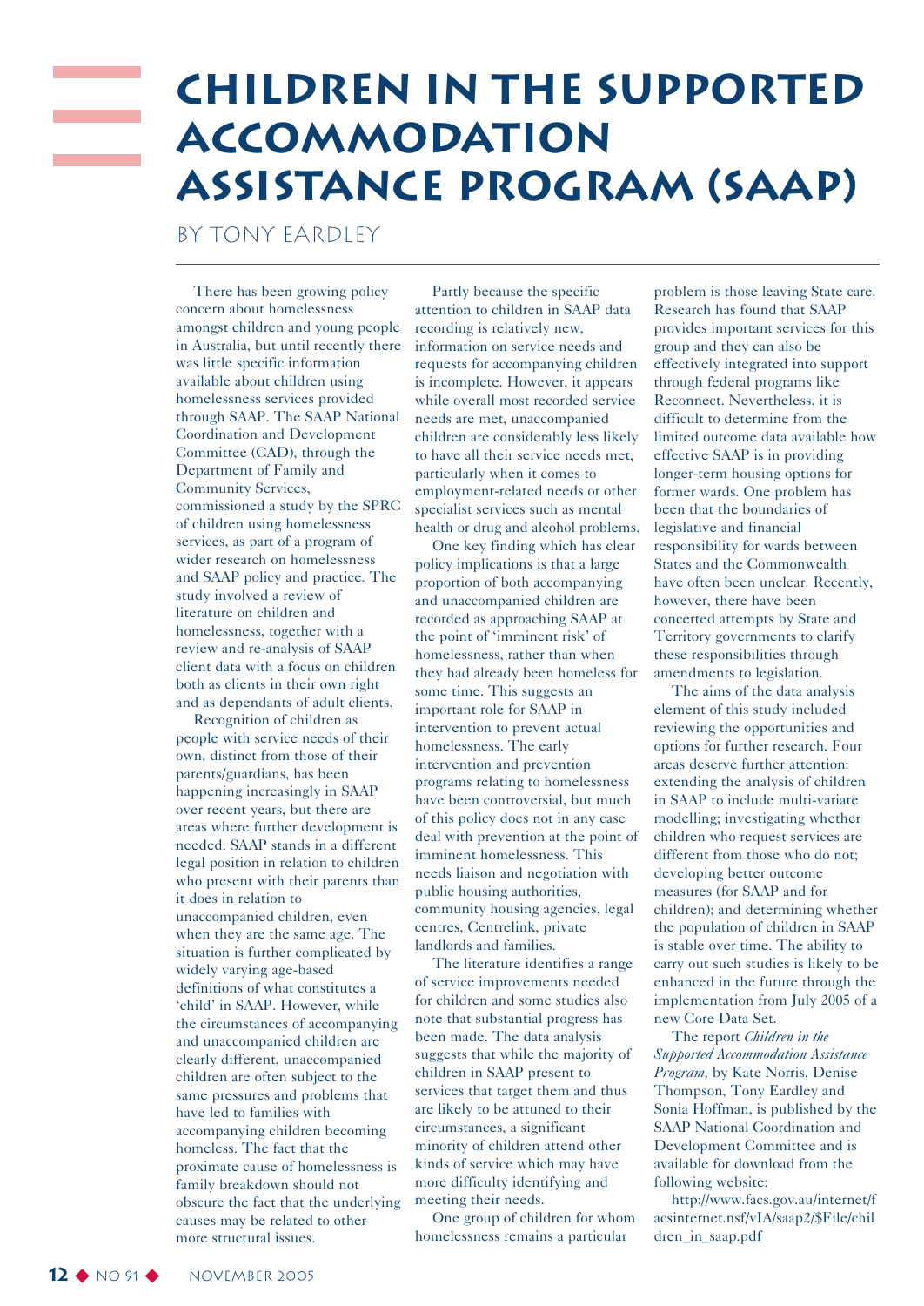# CHILDREN IN THE SUPPORTED ACCOMMODATION ASSISTANCE PROGRAM (SAAP)

BY TONY EARDLEY

There has been growing policy concern about homelessness amongst children and young people in Australia, but until recently there was little specific information available about children using homelessness services provided through SAAP. The SAAP National Coordination and Development Committee (CAD), through the Department of Family and Community Services, commissioned a study by the SPRC of children using homelessness services, as part of a program of wider research on homelessness and SAAP policy and practice. The study involved a review of literature on children and homelessness, together with a review and re-analysis of SAAP client data with a focus on children both as clients in their own right and as dependants of adult clients.

Recognition of children as people with service needs of their own, distinct from those of their parents/guardians, has been happening increasingly in SAAP over recent years, but there are areas where further development is needed. SAAP stands in a different legal position in relation to children who present with their parents than it does in relation to unaccompanied children, even when they are the same age. The situation is further complicated by widely varying age-based definitions of what constitutes a 'child' in SAAP. However, while the circumstances of accompanying and unaccompanied children are clearly different, unaccompanied children are often subject to the same pressures and problems that have led to families with accompanying children becoming homeless. The fact that the proximate cause of homelessness is family breakdown should not obscure the fact that the underlying causes may be related to other more structural issues.

Partly because the specific attention to children in SAAP data recording is relatively new, information on service needs and requests for accompanying children is incomplete. However, it appears while overall most recorded service needs are met, unaccompanied children are considerably less likely to have all their service needs met, particularly when it comes to employment-related needs or other specialist services such as mental health or drug and alcohol problems.

One key finding which has clear policy implications is that a large proportion of both accompanying and unaccompanied children are recorded as approaching SAAP at the point of 'imminent risk' of homelessness, rather than when they had already been homeless for some time. This suggests an important role for SAAP in intervention to prevent actual homelessness. The early intervention and prevention programs relating to homelessness have been controversial, but much of this policy does not in any case deal with prevention at the point of imminent homelessness. This needs liaison and negotiation with public housing authorities, community housing agencies, legal centres, Centrelink, private landlords and families.

The literature identifies a range of service improvements needed for children and some studies also note that substantial progress has been made. The data analysis suggests that while the majority of children in SAAP present to services that target them and thus are likely to be attuned to their circumstances, a significant minority of children attend other kinds of service which may have more difficulty identifying and meeting their needs.

One group of children for whom homelessness remains a particular problem is those leaving State care. Research has found that SAAP provides important services for this group and they can also be effectively integrated into support through federal programs like Reconnect. Nevertheless, it is difficult to determine from the limited outcome data available how effective SAAP is in providing longer-term housing options for former wards. One problem has been that the boundaries of legislative and financial responsibility for wards between States and the Commonwealth have often been unclear. Recently, however, there have been concerted attempts by State and Territory governments to clarify these responsibilities through amendments to legislation.

The aims of the data analysis element of this study included reviewing the opportunities and options for further research. Four areas deserve further attention: extending the analysis of children in SAAP to include multi-variate modelling; investigating whether children who request services are different from those who do not; developing better outcome measures (for SAAP and for children); and determining whether the population of children in SAAP is stable over time. The ability to carry out such studies is likely to be enhanced in the future through the implementation from July 2005 of a new Core Data Set.

The report *Children in the Supported Accommodation Assistance Program*, by Kate Norris, Denise Thompson, Tony Eardley and Sonia Hoffman, is published by the SAAP National Coordination and Development Committee and is available for download from the following website:

http://www.facs.gov.au/internet/facsinternet.nsf/vIA/saap2/$File/children_in_saap.pdf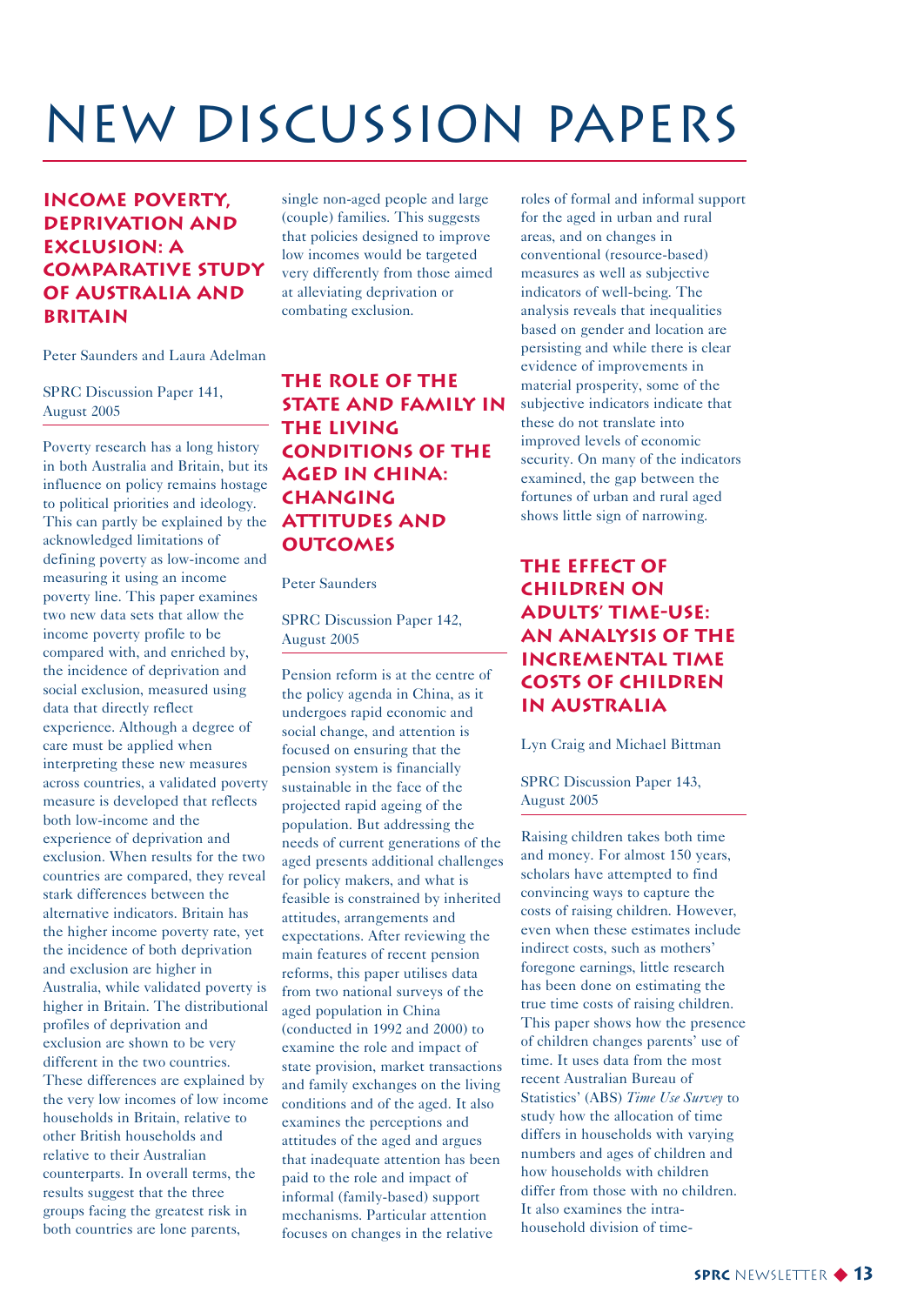# NEW DISCUSSION PAPERS

## INCOME POVERTY, DEPRIVATION AND EXCLUSION: A COMPARATIVE STUDY OF AUSTRALIA AND BRITAIN

Peter Saunders and Laura Adelman

SPRC Discussion Paper 141, August 2005

Poverty research has a long history in both Australia and Britain, but its influence on policy remains hostage to political priorities and ideology. This can partly be explained by the acknowledged limitations of defining poverty as low-income and measuring it using an income poverty line. This paper examines two new data sets that allow the income poverty profile to be compared with, and enriched by, the incidence of deprivation and social exclusion, measured using data that directly reflect experience. Although a degree of care must be applied when interpreting these new measures across countries, a validated poverty measure is developed that reflects both low-income and the experience of deprivation and exclusion. When results for the two countries are compared, they reveal stark differences between the alternative indicators. Britain has the higher income poverty rate, yet the incidence of both deprivation and exclusion are higher in Australia, while validated poverty is higher in Britain. The distributional profiles of deprivation and exclusion are shown to be very different in the two countries. These differences are explained by the very low incomes of low income households in Britain, relative to other British households and relative to their Australian counterparts. In overall terms, the results suggest that the three groups facing the greatest risk in both countries are lone parents, single non-aged people and large (couple) families. This suggests that policies designed to improve low incomes would be targeted very differently from those aimed at alleviating deprivation or combating exclusion.

## THE ROLE OF THE STATE AND FAMILY IN THE LIVING CONDITIONS OF THE AGED IN CHINA: CHANGING ATTITUDES AND OUTCOMES

Peter Saunders

SPRC Discussion Paper 142, August 2005

Pension reform is at the centre of the policy agenda in China, as it undergoes rapid economic and social change, and attention is focused on ensuring that the pension system is financially sustainable in the face of the projected rapid ageing of the population. But addressing the needs of current generations of the aged presents additional challenges for policy makers, and what is feasible is constrained by inherited attitudes, arrangements and expectations. After reviewing the main features of recent pension reforms, this paper utilises data from two national surveys of the aged population in China (conducted in 1992 and 2000) to examine the role and impact of state provision, market transactions and family exchanges on the living conditions and of the aged. It also examines the perceptions and attitudes of the aged and argues that inadequate attention has been paid to the role and impact of informal (family-based) support mechanisms. Particular attention focuses on changes in the relative roles of formal and informal support for the aged in urban and rural areas, and on changes in conventional (resource-based) measures as well as subjective indicators of well-being. The analysis reveals that inequalities based on gender and location are persisting and while there is clear evidence of improvements in material prosperity, some of the subjective indicators indicate that these do not translate into improved levels of economic security. On many of the indicators examined, the gap between the fortunes of urban and rural aged shows little sign of narrowing.

## THE EFFECT OF CHILDREN ON ADULTS' TIME-USE: AN ANALYSIS OF THE INCREMENTAL TIME COSTS OF CHILDREN IN AUSTRALIA

Lyn Craig and Michael Bittman

SPRC Discussion Paper 143, August 2005

Raising children takes both time and money. For almost 150 years, scholars have attempted to find convincing ways to capture the costs of raising children. However, even when these estimates include indirect costs, such as mothers' foregone earnings, little research has been done on estimating the true time costs of raising children. This paper shows how the presence of children changes parents' use of time. It uses data from the most recent Australian Bureau of Statistics' (ABS) *Time Use Survey* to study how the allocation of time differs in households with varying numbers and ages of children and how households with children differ from those with no children. It also examines the intra-household division of time-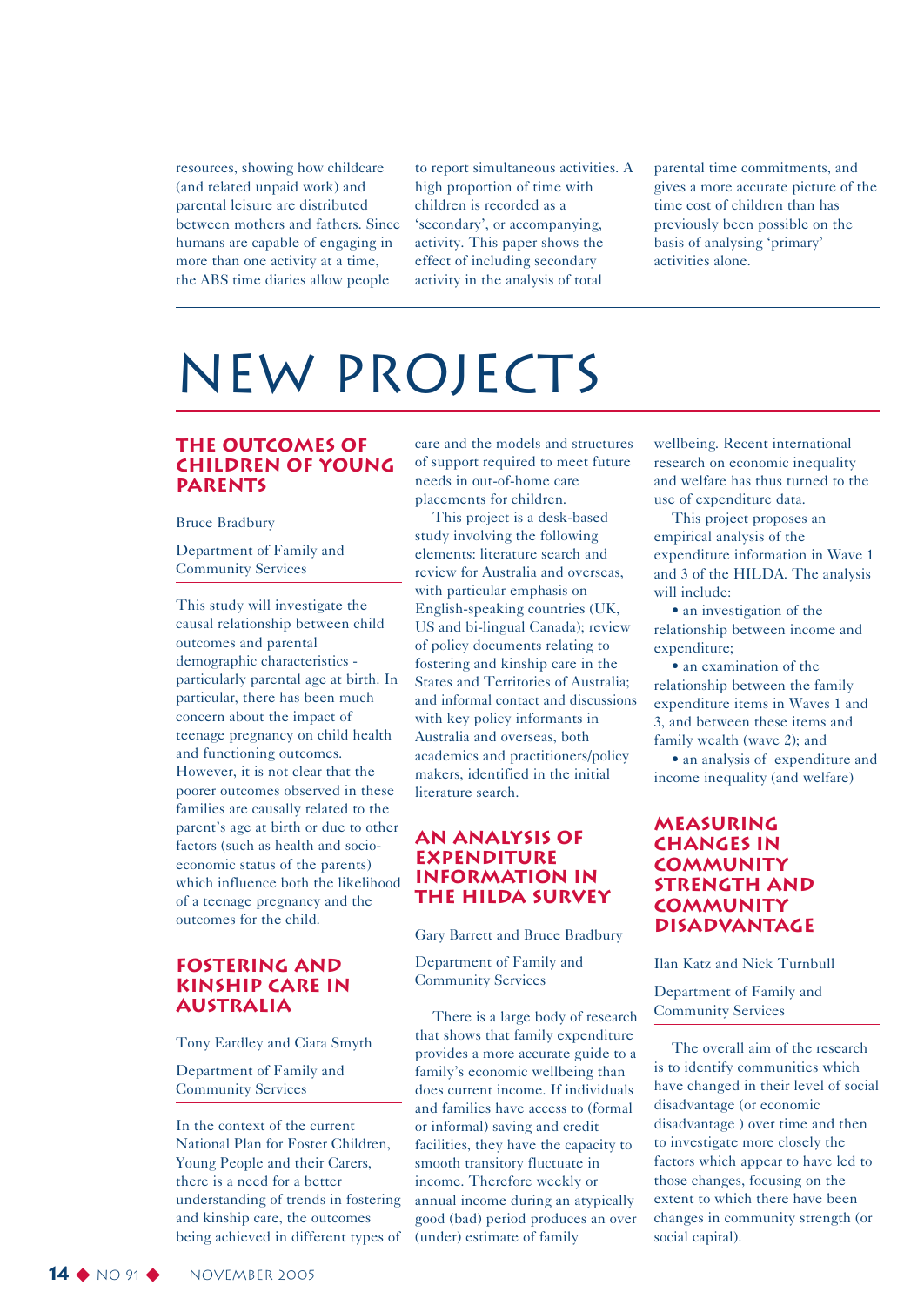resources, showing how childcare (and related unpaid work) and parental leisure are distributed between mothers and fathers. Since humans are capable of engaging in more than one activity at a time, the ABS time diaries allow people to report simultaneous activities. A high proportion of time with children is recorded as a 'secondary', or accompanying, activity. This paper shows the effect of including secondary activity in the analysis of total parental time commitments, and gives a more accurate picture of the time cost of children than has previously been possible on the basis of analysing 'primary' activities alone.

# NEW PROJECTS

## THE OUTCOMES OF CHILDREN OF YOUNG PARENTS

Bruce Bradbury

Department of Family and Community Services

This study will investigate the causal relationship between child outcomes and parental demographic characteristics - particularly parental age at birth. In particular, there has been much concern about the impact of teenage pregnancy on child health and functioning outcomes. However, it is not clear that the poorer outcomes observed in these families are causally related to the parent's age at birth or due to other factors (such as health and socio-economic status of the parents) which influence both the likelihood of a teenage pregnancy and the outcomes for the child.

## FOSTERING AND KINSHIP CARE IN AUSTRALIA

Tony Eardley and Ciara Smyth

Department of Family and Community Services

In the context of the current National Plan for Foster Children, Young People and their Carers, there is a need for a better understanding of trends in fostering and kinship care, the outcomes being achieved in different types of care and the models and structures of support required to meet future needs in out-of-home care placements for children.

This project is a desk-based study involving the following elements: literature search and review for Australia and overseas, with particular emphasis on English-speaking countries (UK, US and bi-lingual Canada); review of policy documents relating to fostering and kinship care in the States and Territories of Australia; and informal contact and discussions with key policy informants in Australia and overseas, both academics and practitioners/policy makers, identified in the initial literature search.

## AN ANALYSIS OF EXPENDITURE INFORMATION IN THE HILDA SURVEY

Gary Barrett and Bruce Bradbury

Department of Family and Community Services

There is a large body of research that shows that family expenditure provides a more accurate guide to a family's economic wellbeing than does current income. If individuals and families have access to (formal or informal) saving and credit facilities, they have the capacity to smooth transitory fluctuate in income. Therefore weekly or annual income during an atypically good (bad) period produces an over (under) estimate of family wellbeing. Recent international research on economic inequality and welfare has thus turned to the use of expenditure data.

This project proposes an empirical analysis of the expenditure information in Wave 1 and 3 of the HILDA. The analysis will include:

- an investigation of the relationship between income and expenditure;
- an examination of the relationship between the family expenditure items in Waves 1 and 3, and between these items and family wealth (wave 2); and
- an analysis of expenditure and income inequality (and welfare)

## MEASURING CHANGES IN COMMUNITY STRENGTH AND COMMUNITY DISADVANTAGE

Ilan Katz and Nick Turnbull

Department of Family and Community Services

The overall aim of the research is to identify communities which have changed in their level of social disadvantage (or economic disadvantage ) over time and then to investigate more closely the factors which appear to have led to those changes, focusing on the extent to which there have been changes in community strength (or social capital).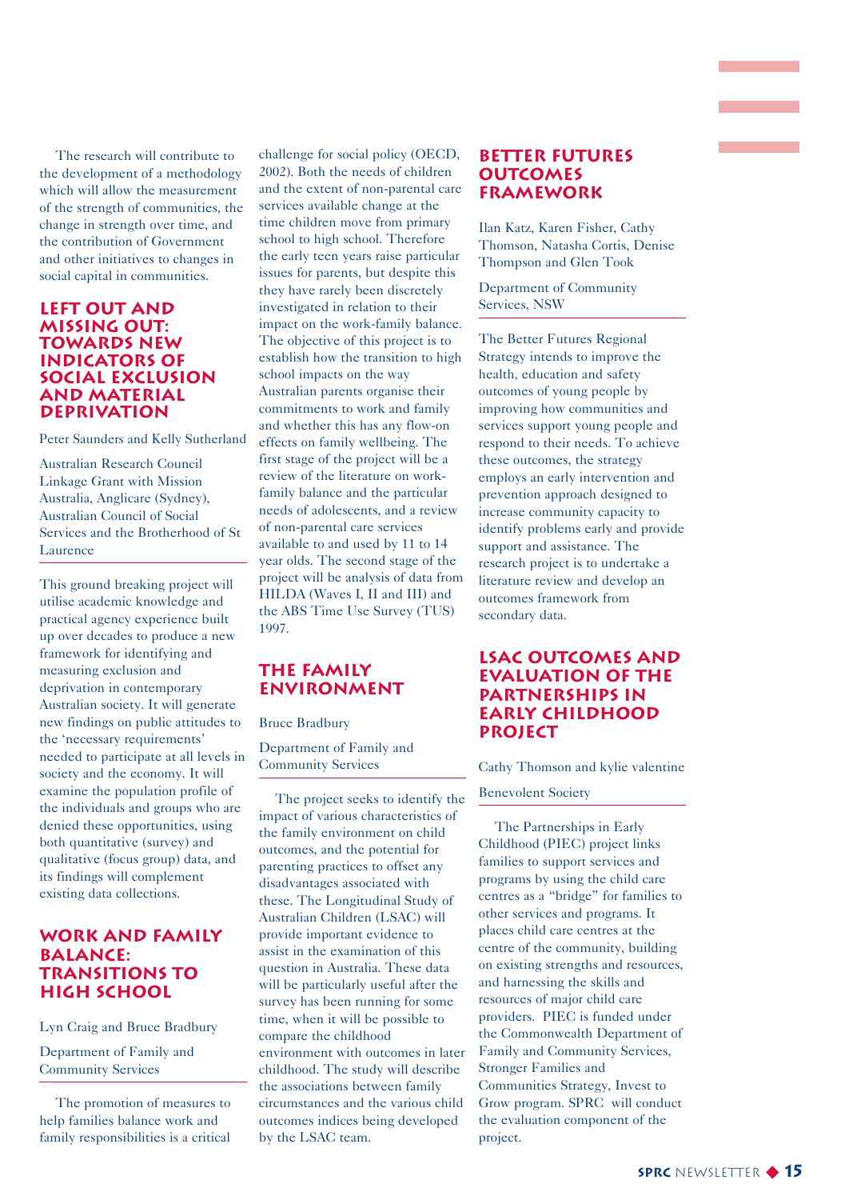The research will contribute to the development of a methodology which will allow the measurement of the strength of communities, the change in strength over time, and the contribution of Government and other initiatives to changes in social capital in communities.

## LEFT OUT AND MISSING OUT: TOWARDS NEW INDICATORS OF SOCIAL EXCLUSION AND MATERIAL DEPRIVATION

Peter Saunders and Kelly Sutherland

Australian Research Council Linkage Grant with Mission Australia, Anglicare (Sydney), Australian Council of Social Services and the Brotherhood of St Laurence

This ground breaking project will utilise academic knowledge and practical agency experience built up over decades to produce a new framework for identifying and measuring exclusion and deprivation in contemporary Australian society. It will generate new findings on public attitudes to the 'necessary requirements' needed to participate at all levels in society and the economy. It will examine the population profile of the individuals and groups who are denied these opportunities, using both quantitative (survey) and qualitative (focus group) data, and its findings will complement existing data collections.

## WORK AND FAMILY BALANCE: TRANSITIONS TO HIGH SCHOOL

Lyn Craig and Bruce Bradbury

Department of Family and Community Services

The promotion of measures to help families balance work and family responsibilities is a critical challenge for social policy (OECD, 2002). Both the needs of children and the extent of non-parental care services available change at the time children move from primary school to high school. Therefore the early teen years raise particular issues for parents, but despite this they have rarely been discretely investigated in relation to their impact on the work-family balance. The objective of this project is to establish how the transition to high school impacts on the way Australian parents organise their commitments to work and family and whether this has any flow-on effects on family wellbeing. The first stage of the project will be a review of the literature on work-family balance and the particular needs of adolescents, and a review of non-parental care services available to and used by 11 to 14 year olds. The second stage of the project will be analysis of data from HILDA (Waves I, II and III) and the ABS Time Use Survey (TUS) 1997.

## THE FAMILY ENVIRONMENT

Bruce Bradbury

Department of Family and Community Services

The project seeks to identify the impact of various characteristics of the family environment on child outcomes, and the potential for parenting practices to offset any disadvantages associated with these. The Longitudinal Study of Australian Children (LSAC) will provide important evidence to assist in the examination of this question in Australia. These data will be particularly useful after the survey has been running for some time, when it will be possible to compare the childhood environment with outcomes in later childhood. The study will describe the associations between family circumstances and the various child outcomes indices being developed by the LSAC team.

## BETTER FUTURES OUTCOMES FRAMEWORK

Ilan Katz, Karen Fisher, Cathy Thomson, Natasha Cortis, Denise Thompson and Glen Took

Department of Community Services, NSW

The Better Futures Regional Strategy intends to improve the health, education and safety outcomes of young people by improving how communities and services support young people and respond to their needs. To achieve these outcomes, the strategy employs an early intervention and prevention approach designed to increase community capacity to identify problems early and provide support and assistance. The research project is to undertake a literature review and develop an outcomes framework from secondary data.

## LSAC OUTCOMES AND EVALUATION OF THE PARTNERSHIPS IN EARLY CHILDHOOD PROJECT

Cathy Thomson and kylie valentine

Benevolent Society

The Partnerships in Early Childhood (PIEC) project links families to support services and programs by using the child care centres as a "bridge" for families to other services and programs. It places child care centres at the centre of the community, building on existing strengths and resources, and harnessing the skills and resources of major child care providers. PIEC is funded under the Commonwealth Department of Family and Community Services, Stronger Families and Communities Strategy, Invest to Grow program. SPRC will conduct the evaluation component of the project.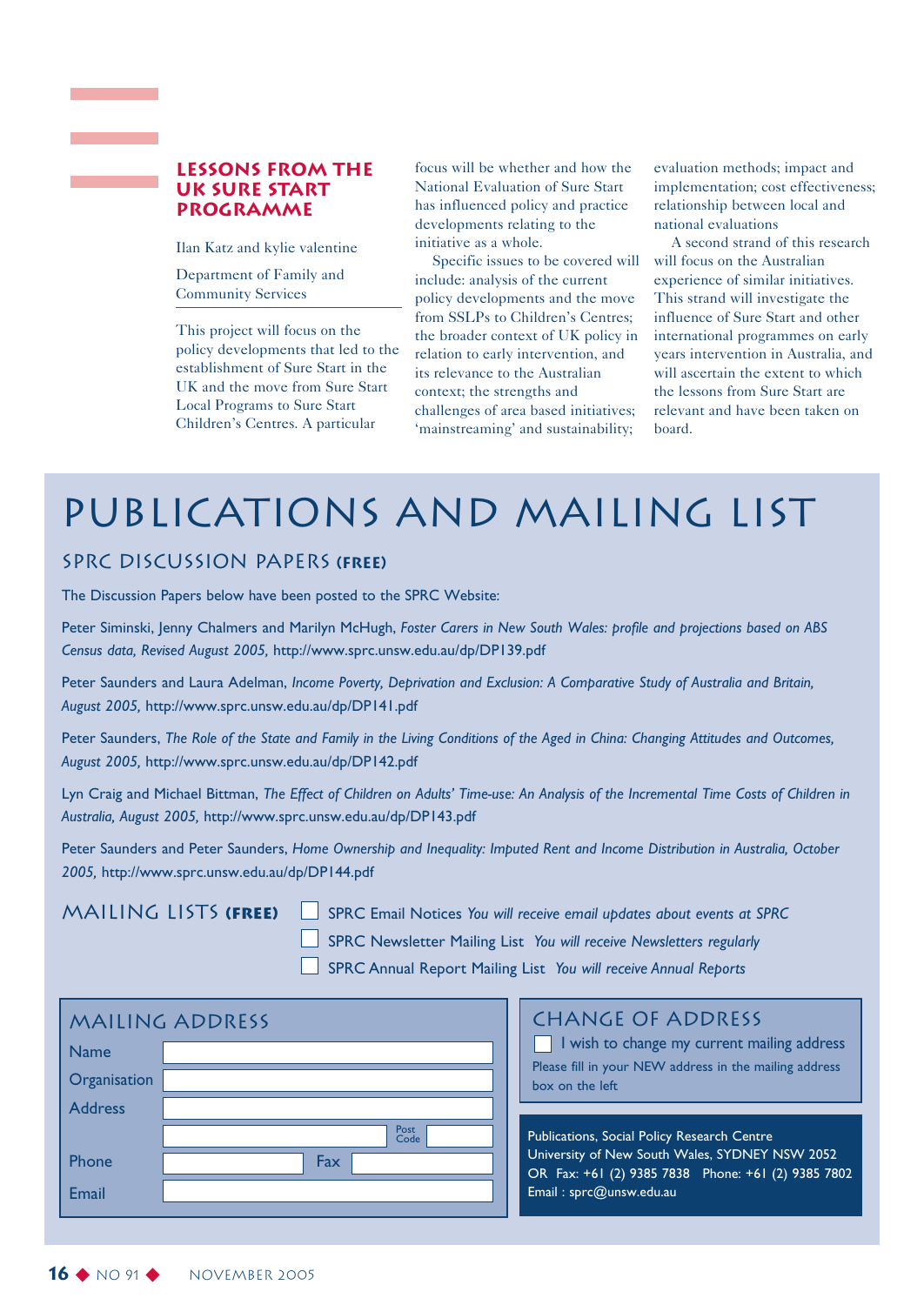## LESSONS FROM THE UK SURE START PROGRAMME

Ilan Katz and kylie valentine

Department of Family and Community Services

This project will focus on the policy developments that led to the establishment of Sure Start in the UK and the move from Sure Start Local Programs to Sure Start Children's Centres. A particular focus will be whether and how the National Evaluation of Sure Start has influenced policy and practice developments relating to the initiative as a whole.

Specific issues to be covered will include: analysis of the current policy developments and the move from SSLPs to Children's Centres; the broader context of UK policy in relation to early intervention, and its relevance to the Australian context; the strengths and challenges of area based initiatives; 'mainstreaming' and sustainability; evaluation methods; impact and implementation; cost effectiveness; relationship between local and national evaluations

A second strand of this research will focus on the Australian experience of similar initiatives. This strand will investigate the influence of Sure Start and other international programmes on early years intervention in Australia, and will ascertain the extent to which the lessons from Sure Start are relevant and have been taken on board.

# PUBLICATIONS AND MAILING LIST

## SPRC DISCUSSION PAPERS (FREE)

The Discussion Papers below have been posted to the SPRC Website:

Peter Siminski, Jenny Chalmers and Marilyn McHugh, *Foster Carers in New South Wales: profile and projections based on ABS Census data, Revised August 2005,* http://www.sprc.unsw.edu.au/dp/DP139.pdf

Peter Saunders and Laura Adelman, *Income Poverty, Deprivation and Exclusion: A Comparative Study of Australia and Britain, August 2005,* http://www.sprc.unsw.edu.au/dp/DP141.pdf

Peter Saunders, *The Role of the State and Family in the Living Conditions of the Aged in China: Changing Attitudes and Outcomes, August 2005,* http://www.sprc.unsw.edu.au/dp/DP142.pdf

Lyn Craig and Michael Bittman, *The Effect of Children on Adults' Time-use: An Analysis of the Incremental Time Costs of Children in Australia, August 2005,* http://www.sprc.unsw.edu.au/dp/DP143.pdf

Peter Saunders and Peter Saunders, *Home Ownership and Inequality: Imputed Rent and Income Distribution in Australia, October 2005,* http://www.sprc.unsw.edu.au/dp/DP144.pdf

## MAILING LISTS (FREE)

- ☐ SPRC Email Notices *You will receive email updates about events at SPRC*
- ☐ SPRC Newsletter Mailing List *You will receive Newsletters regularly*
- ☐ SPRC Annual Report Mailing List *You will receive Annual Reports*

## MAILING ADDRESS

Name

Organisation

Address

Post Code

Phone

Fax

Email

## CHANGE OF ADDRESS

☐ I wish to change my current mailing address

Please fill in your NEW address in the mailing address box on the left

Publications, Social Policy Research Centre
University of New South Wales, SYDNEY NSW 2052
OR Fax: +61 (2) 9385 7838 Phone: +61 (2) 9385 7802
Email : sprc@unsw.edu.au